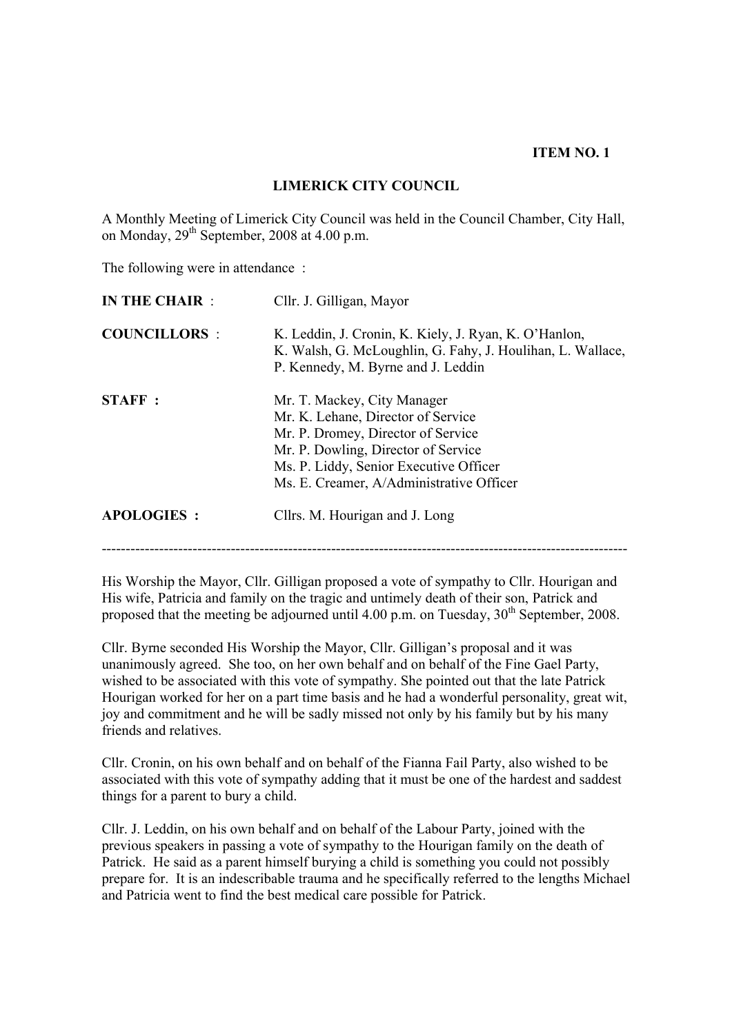**ITEM NO. 1**

**LIMERICK CITY COUNCIL**

A Monthly Meeting of Limerick City Council was held in the Council Chamber, City Hall, on Monday, 29th September, 2008 at 4.00 p.m.

The following were in attendance :

| | |
|---|---|
| **IN THE CHAIR** : | Cllr. J. Gilligan, Mayor |
| **COUNCILLORS** : | K. Leddin, J. Cronin, K. Kiely, J. Ryan, K. O'Hanlon, K. Walsh, G. McLoughlin, G. Fahy, J. Houlihan, L. Wallace, P. Kennedy, M. Byrne and J. Leddin |
| **STAFF :** | Mr. T. Mackey, City Manager<br>Mr. K. Lehane, Director of Service<br>Mr. P. Dromey, Director of Service<br>Mr. P. Dowling, Director of Service<br>Ms. P. Liddy, Senior Executive Officer<br>Ms. E. Creamer, A/Administrative Officer |
| **APOLOGIES :** | Cllrs. M. Hourigan and J. Long |

---

His Worship the Mayor, Cllr. Gilligan proposed a vote of sympathy to Cllr. Hourigan and His wife, Patricia and family on the tragic and untimely death of their son, Patrick and proposed that the meeting be adjourned until 4.00 p.m. on Tuesday, 30th September, 2008.

Cllr. Byrne seconded His Worship the Mayor, Cllr. Gilligan's proposal and it was unanimously agreed. She too, on her own behalf and on behalf of the Fine Gael Party, wished to be associated with this vote of sympathy. She pointed out that the late Patrick Hourigan worked for her on a part time basis and he had a wonderful personality, great wit, joy and commitment and he will be sadly missed not only by his family but by his many friends and relatives.

Cllr. Cronin, on his own behalf and on behalf of the Fianna Fail Party, also wished to be associated with this vote of sympathy adding that it must be one of the hardest and saddest things for a parent to bury a child.

Cllr. J. Leddin, on his own behalf and on behalf of the Labour Party, joined with the previous speakers in passing a vote of sympathy to the Hourigan family on the death of Patrick. He said as a parent himself burying a child is something you could not possibly prepare for. It is an indescribable trauma and he specifically referred to the lengths Michael and Patricia went to find the best medical care possible for Patrick.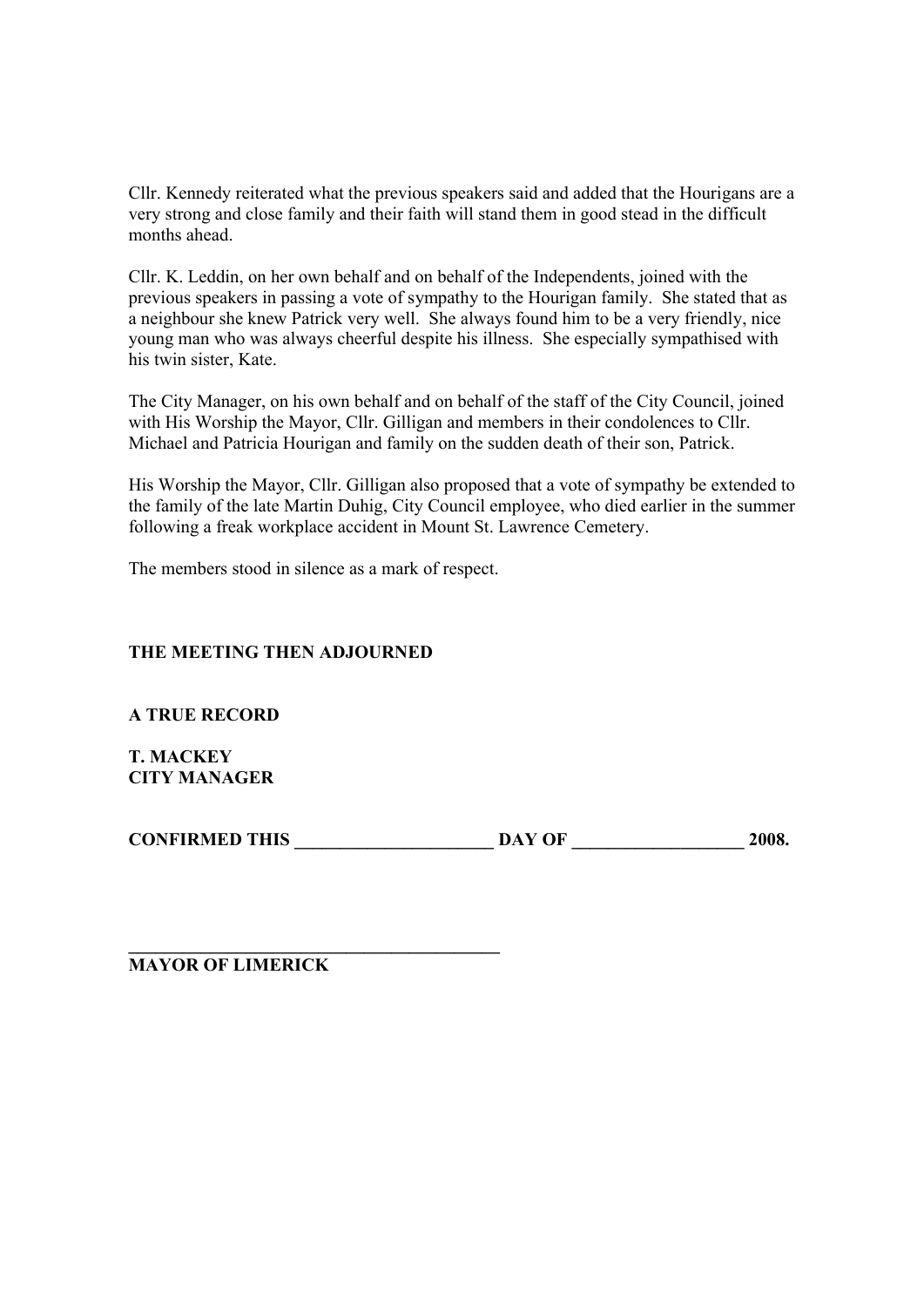Cllr. Kennedy reiterated what the previous speakers said and added that the Hourigans are a very strong and close family and their faith will stand them in good stead in the difficult months ahead.

Cllr. K. Leddin, on her own behalf and on behalf of the Independents, joined with the previous speakers in passing a vote of sympathy to the Hourigan family. She stated that as a neighbour she knew Patrick very well. She always found him to be a very friendly, nice young man who was always cheerful despite his illness. She especially sympathised with his twin sister, Kate.

The City Manager, on his own behalf and on behalf of the staff of the City Council, joined with His Worship the Mayor, Cllr. Gilligan and members in their condolences to Cllr. Michael and Patricia Hourigan and family on the sudden death of their son, Patrick.

His Worship the Mayor, Cllr. Gilligan also proposed that a vote of sympathy be extended to the family of the late Martin Duhig, City Council employee, who died earlier in the summer following a freak workplace accident in Mount St. Lawrence Cemetery.

The members stood in silence as a mark of respect.

**THE MEETING THEN ADJOURNED**

**A TRUE RECORD**

**T. MACKEY**
**CITY MANAGER**

**CONFIRMED THIS ______________________ DAY OF ___________________ 2008.**

**___________________________________________**
**MAYOR OF LIMERICK**